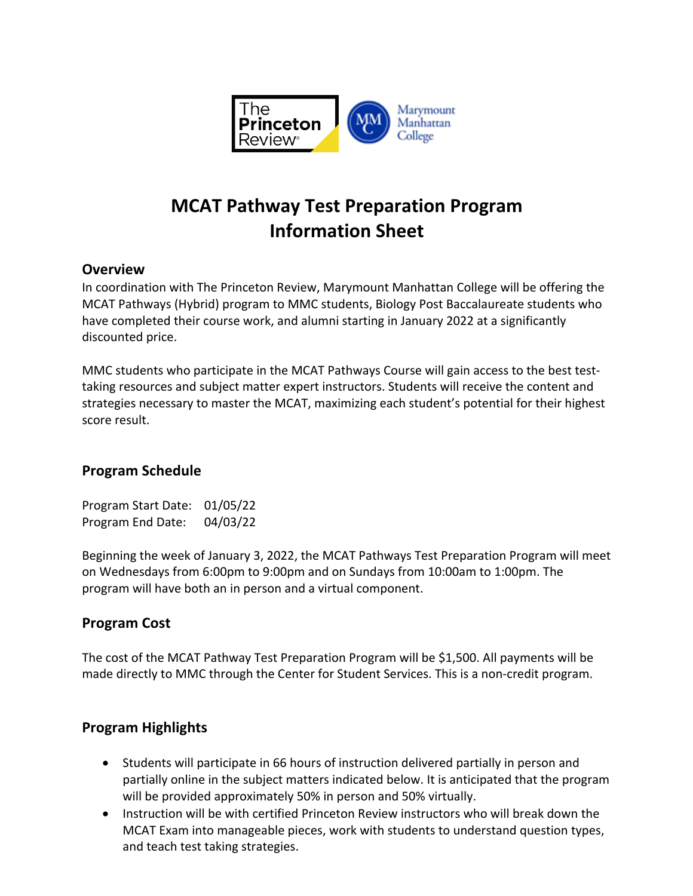# MCAT Pathway Test Preparation Program Information Sheet

## Overview

In coordination with The Princeton Review, Marymount Manhattan College will be offering the MCAT Pathways (Hybrid) program to MMC students, Biology Post Baccalaureate students who have completed their course work, and alumni starting in January 2022 at a significantly discounted price.

MMC students who participate in the MCAT Pathways Course will gain access to the best test-taking resources and subject matter expert instructors. Students will receive the content and strategies necessary to master the MCAT, maximizing each student's potential for their highest score result.

## Program Schedule

Program Start Date: 01/05/22
Program End Date: 04/03/22

Beginning the week of January 3, 2022, the MCAT Pathways Test Preparation Program will meet on Wednesdays from 6:00pm to 9:00pm and on Sundays from 10:00am to 1:00pm. The program will have both an in person and a virtual component.

## Program Cost

The cost of the MCAT Pathway Test Preparation Program will be $1,500. All payments will be made directly to MMC through the Center for Student Services. This is a non-credit program.

## Program Highlights

- Students will participate in 66 hours of instruction delivered partially in person and partially online in the subject matters indicated below. It is anticipated that the program will be provided approximately 50% in person and 50% virtually.
- Instruction will be with certified Princeton Review instructors who will break down the MCAT Exam into manageable pieces, work with students to understand question types, and teach test taking strategies.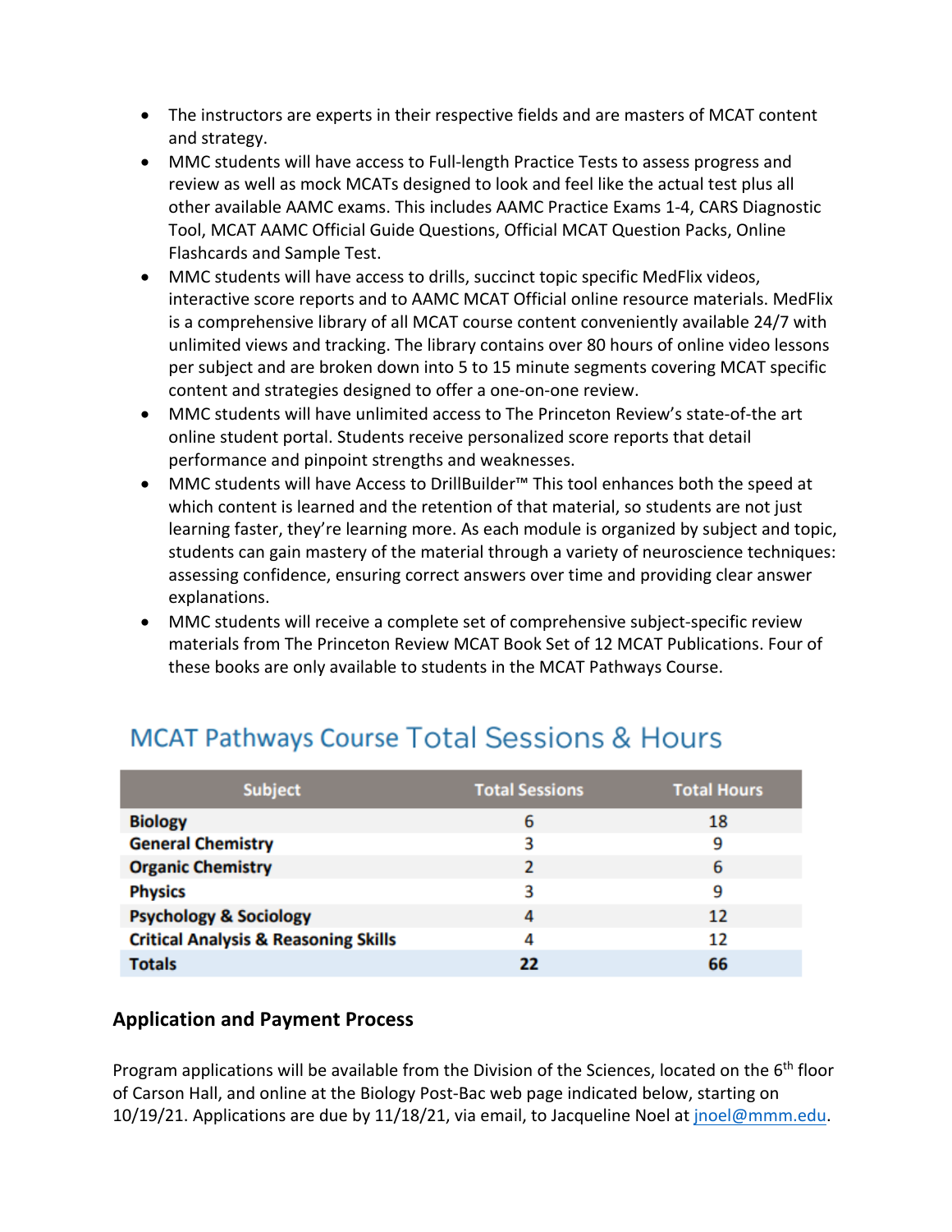- The instructors are experts in their respective fields and are masters of MCAT content and strategy.
- MMC students will have access to Full-length Practice Tests to assess progress and review as well as mock MCATs designed to look and feel like the actual test plus all other available AAMC exams. This includes AAMC Practice Exams 1-4, CARS Diagnostic Tool, MCAT AAMC Official Guide Questions, Official MCAT Question Packs, Online Flashcards and Sample Test.
- MMC students will have access to drills, succinct topic specific MedFlix videos, interactive score reports and to AAMC MCAT Official online resource materials. MedFlix is a comprehensive library of all MCAT course content conveniently available 24/7 with unlimited views and tracking. The library contains over 80 hours of online video lessons per subject and are broken down into 5 to 15 minute segments covering MCAT specific content and strategies designed to offer a one-on-one review.
- MMC students will have unlimited access to The Princeton Review's state-of-the art online student portal. Students receive personalized score reports that detail performance and pinpoint strengths and weaknesses.
- MMC students will have Access to DrillBuilder™ This tool enhances both the speed at which content is learned and the retention of that material, so students are not just learning faster, they're learning more. As each module is organized by subject and topic, students can gain mastery of the material through a variety of neuroscience techniques: assessing confidence, ensuring correct answers over time and providing clear answer explanations.
- MMC students will receive a complete set of comprehensive subject-specific review materials from The Princeton Review MCAT Book Set of 12 MCAT Publications. Four of these books are only available to students in the MCAT Pathways Course.

## MCAT Pathways Course Total Sessions & Hours

| Subject | Total Sessions | Total Hours |
|---|---|---|
| **Biology** | 6 | 18 |
| **General Chemistry** | 3 | 9 |
| **Organic Chemistry** | 2 | 6 |
| **Physics** | 3 | 9 |
| **Psychology & Sociology** | 4 | 12 |
| **Critical Analysis & Reasoning Skills** | 4 | 12 |
| **Totals** | **22** | **66** |

### Application and Payment Process

Program applications will be available from the Division of the Sciences, located on the 6th floor of Carson Hall, and online at the Biology Post-Bac web page indicated below, starting on 10/19/21. Applications are due by 11/18/21, via email, to Jacqueline Noel at jnoel@mmm.edu.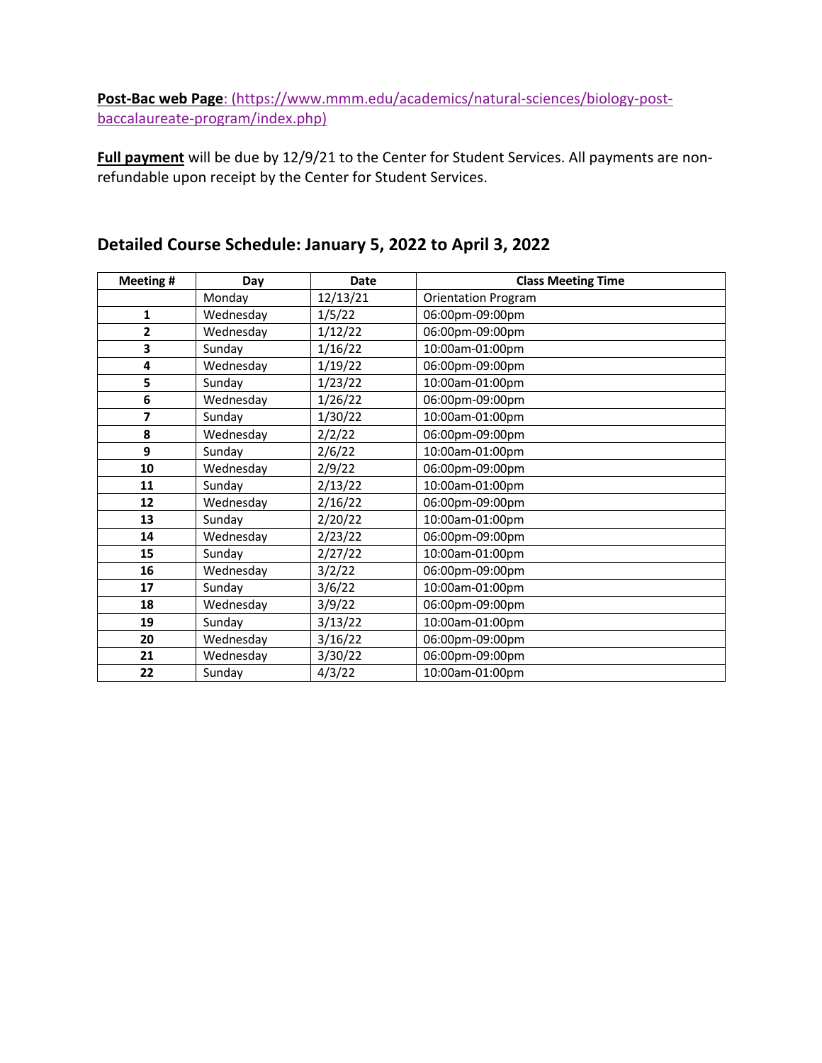**Post-Bac web Page**: [(https://www.mmm.edu/academics/natural-sciences/biology-post-baccalaureate-program/index.php)](https://www.mmm.edu/academics/natural-sciences/biology-post-baccalaureate-program/index.php)

**Full payment** will be due by 12/9/21 to the Center for Student Services. All payments are non-refundable upon receipt by the Center for Student Services.

## Detailed Course Schedule: January 5, 2022 to April 3, 2022

| Meeting # | Day | Date | Class Meeting Time |
|---|---|---|---|
| | Monday | 12/13/21 | Orientation Program |
| **1** | Wednesday | 1/5/22 | 06:00pm-09:00pm |
| **2** | Wednesday | 1/12/22 | 06:00pm-09:00pm |
| **3** | Sunday | 1/16/22 | 10:00am-01:00pm |
| **4** | Wednesday | 1/19/22 | 06:00pm-09:00pm |
| **5** | Sunday | 1/23/22 | 10:00am-01:00pm |
| **6** | Wednesday | 1/26/22 | 06:00pm-09:00pm |
| **7** | Sunday | 1/30/22 | 10:00am-01:00pm |
| **8** | Wednesday | 2/2/22 | 06:00pm-09:00pm |
| **9** | Sunday | 2/6/22 | 10:00am-01:00pm |
| **10** | Wednesday | 2/9/22 | 06:00pm-09:00pm |
| **11** | Sunday | 2/13/22 | 10:00am-01:00pm |
| **12** | Wednesday | 2/16/22 | 06:00pm-09:00pm |
| **13** | Sunday | 2/20/22 | 10:00am-01:00pm |
| **14** | Wednesday | 2/23/22 | 06:00pm-09:00pm |
| **15** | Sunday | 2/27/22 | 10:00am-01:00pm |
| **16** | Wednesday | 3/2/22 | 06:00pm-09:00pm |
| **17** | Sunday | 3/6/22 | 10:00am-01:00pm |
| **18** | Wednesday | 3/9/22 | 06:00pm-09:00pm |
| **19** | Sunday | 3/13/22 | 10:00am-01:00pm |
| **20** | Wednesday | 3/16/22 | 06:00pm-09:00pm |
| **21** | Wednesday | 3/30/22 | 06:00pm-09:00pm |
| **22** | Sunday | 4/3/22 | 10:00am-01:00pm |